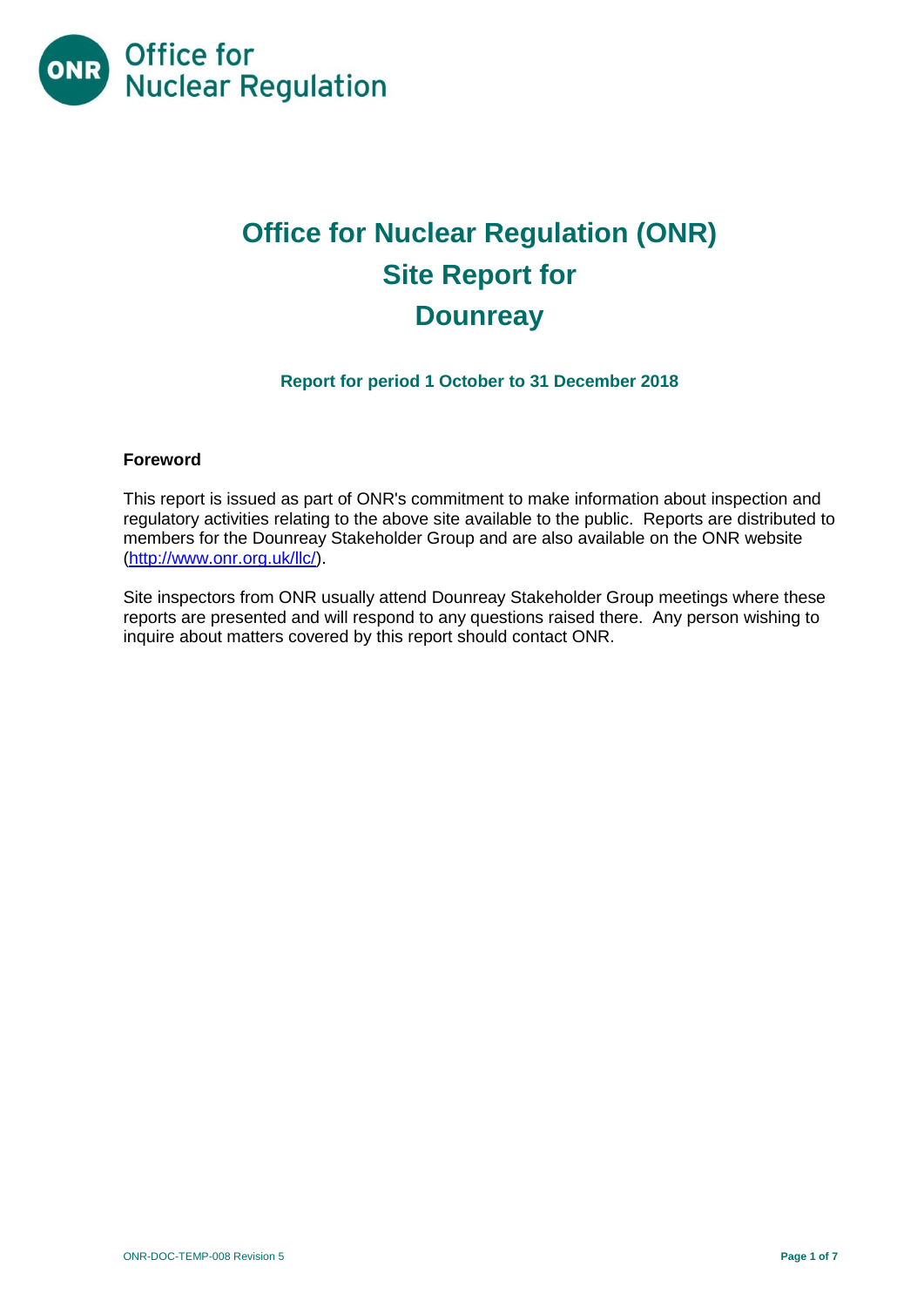# Office for Nuclear Regulation (ONR)
# Site Report for
# Dounreay

**Report for period 1 October to 31 December 2018**

**Foreword**

This report is issued as part of ONR's commitment to make information about inspection and regulatory activities relating to the above site available to the public. Reports are distributed to members for the Dounreay Stakeholder Group and are also available on the ONR website (http://www.onr.org.uk/llc/).

Site inspectors from ONR usually attend Dounreay Stakeholder Group meetings where these reports are presented and will respond to any questions raised there. Any person wishing to inquire about matters covered by this report should contact ONR.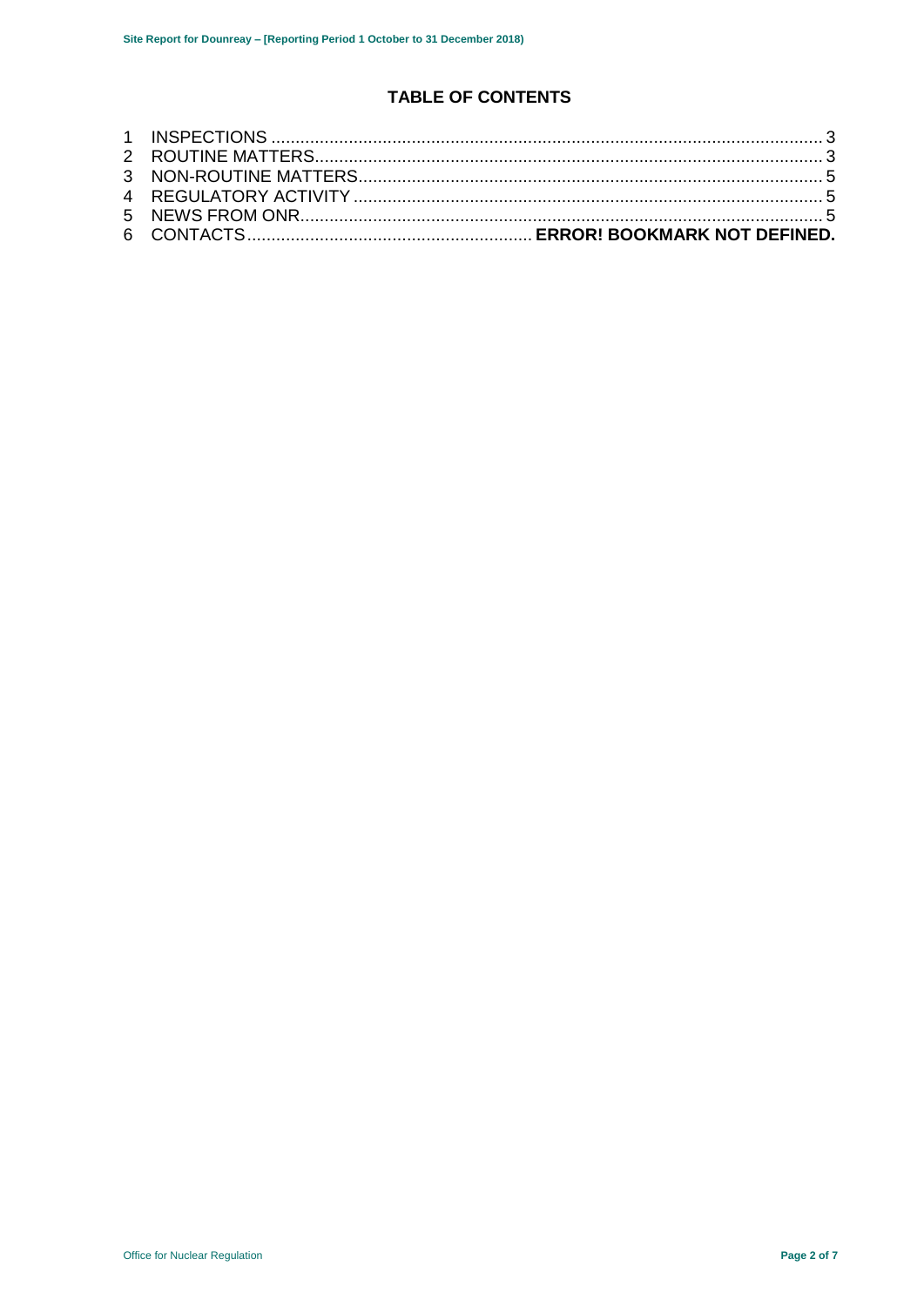## TABLE OF CONTENTS

1 INSPECTIONS ........................................................................................................... 3
2 ROUTINE MATTERS.................................................................................................. 3
3 NON-ROUTINE MATTERS......................................................................................... 5
4 REGULATORY ACTIVITY ......................................................................................... 5
5 NEWS FROM ONR.................................................................................................... 5
6 CONTACTS........................................................... **ERROR! BOOKMARK NOT DEFINED.**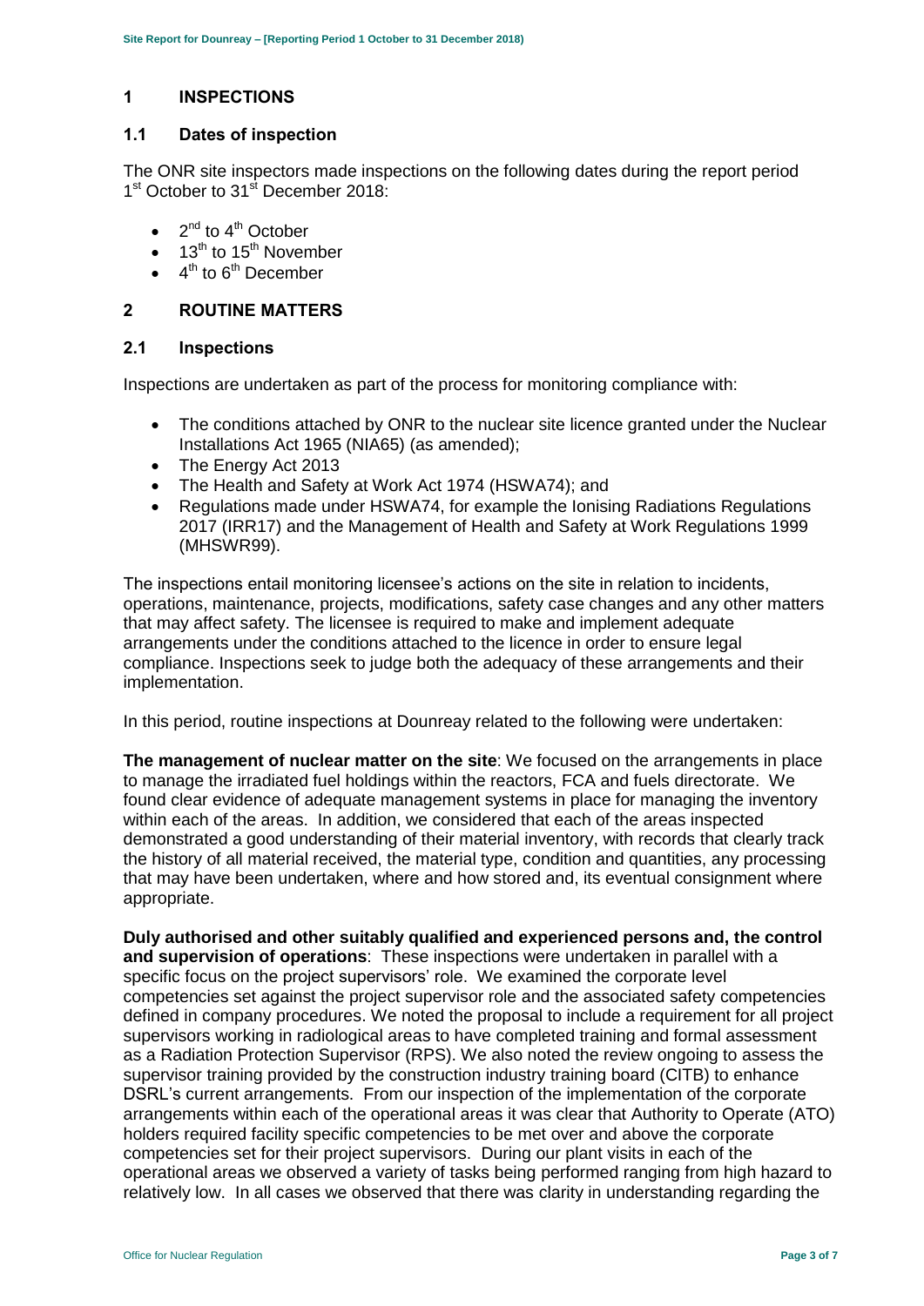## 1 INSPECTIONS

### 1.1 Dates of inspection

The ONR site inspectors made inspections on the following dates during the report period 1st October to 31st December 2018:

- 2nd to 4th October
- 13th to 15th November
- 4th to 6th December

## 2 ROUTINE MATTERS

### 2.1 Inspections

Inspections are undertaken as part of the process for monitoring compliance with:

- The conditions attached by ONR to the nuclear site licence granted under the Nuclear Installations Act 1965 (NIA65) (as amended);
- The Energy Act 2013
- The Health and Safety at Work Act 1974 (HSWA74); and
- Regulations made under HSWA74, for example the Ionising Radiations Regulations 2017 (IRR17) and the Management of Health and Safety at Work Regulations 1999 (MHSWR99).

The inspections entail monitoring licensee's actions on the site in relation to incidents, operations, maintenance, projects, modifications, safety case changes and any other matters that may affect safety. The licensee is required to make and implement adequate arrangements under the conditions attached to the licence in order to ensure legal compliance. Inspections seek to judge both the adequacy of these arrangements and their implementation.

In this period, routine inspections at Dounreay related to the following were undertaken:

**The management of nuclear matter on the site**: We focused on the arrangements in place to manage the irradiated fuel holdings within the reactors, FCA and fuels directorate. We found clear evidence of adequate management systems in place for managing the inventory within each of the areas. In addition, we considered that each of the areas inspected demonstrated a good understanding of their material inventory, with records that clearly track the history of all material received, the material type, condition and quantities, any processing that may have been undertaken, where and how stored and, its eventual consignment where appropriate.

**Duly authorised and other suitably qualified and experienced persons and, the control and supervision of operations**: These inspections were undertaken in parallel with a specific focus on the project supervisors' role. We examined the corporate level competencies set against the project supervisor role and the associated safety competencies defined in company procedures. We noted the proposal to include a requirement for all project supervisors working in radiological areas to have completed training and formal assessment as a Radiation Protection Supervisor (RPS). We also noted the review ongoing to assess the supervisor training provided by the construction industry training board (CITB) to enhance DSRL's current arrangements. From our inspection of the implementation of the corporate arrangements within each of the operational areas it was clear that Authority to Operate (ATO) holders required facility specific competencies to be met over and above the corporate competencies set for their project supervisors. During our plant visits in each of the operational areas we observed a variety of tasks being performed ranging from high hazard to relatively low. In all cases we observed that there was clarity in understanding regarding the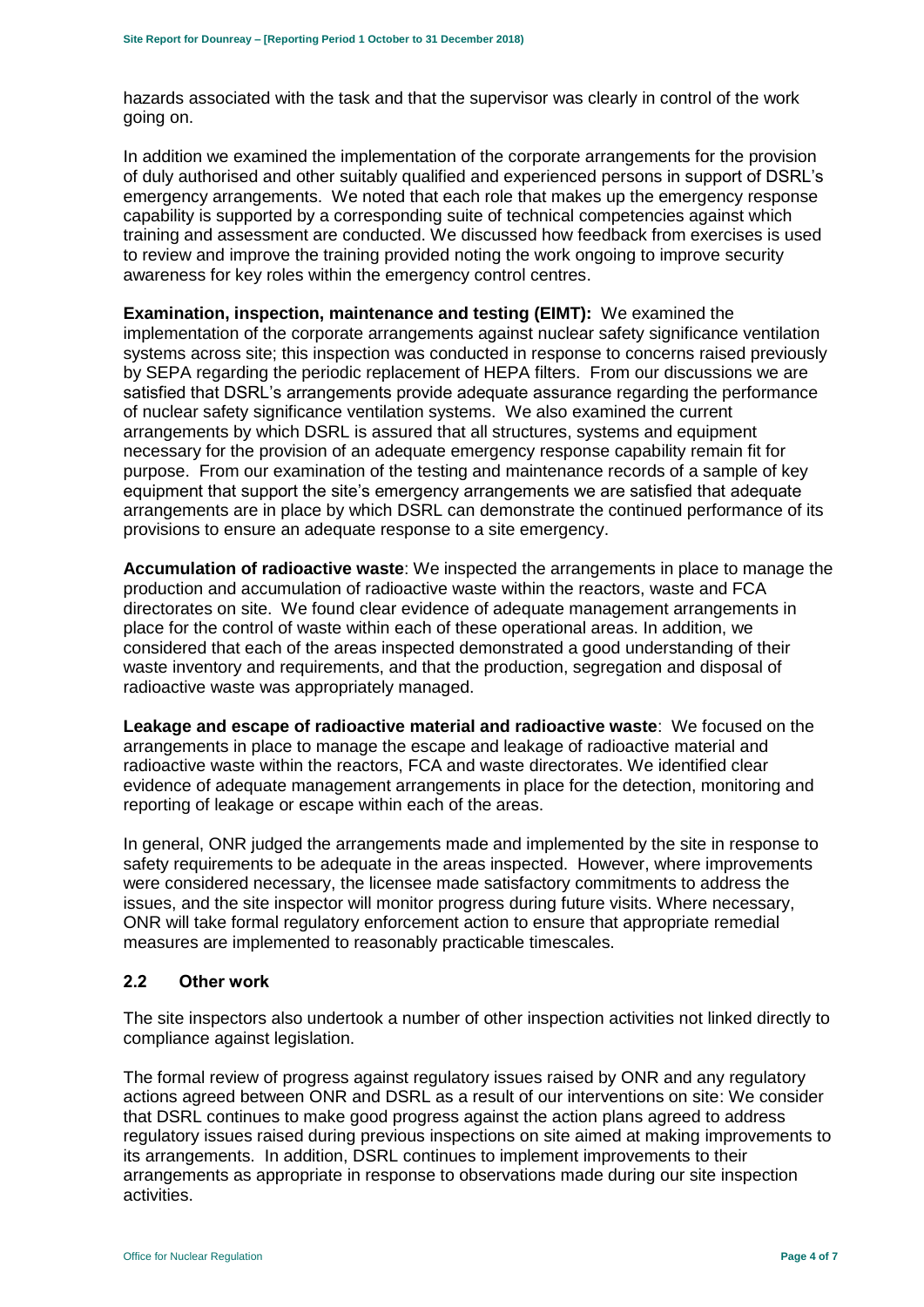hazards associated with the task and that the supervisor was clearly in control of the work going on.

In addition we examined the implementation of the corporate arrangements for the provision of duly authorised and other suitably qualified and experienced persons in support of DSRL's emergency arrangements. We noted that each role that makes up the emergency response capability is supported by a corresponding suite of technical competencies against which training and assessment are conducted. We discussed how feedback from exercises is used to review and improve the training provided noting the work ongoing to improve security awareness for key roles within the emergency control centres.

**Examination, inspection, maintenance and testing (EIMT):** We examined the implementation of the corporate arrangements against nuclear safety significance ventilation systems across site; this inspection was conducted in response to concerns raised previously by SEPA regarding the periodic replacement of HEPA filters. From our discussions we are satisfied that DSRL's arrangements provide adequate assurance regarding the performance of nuclear safety significance ventilation systems. We also examined the current arrangements by which DSRL is assured that all structures, systems and equipment necessary for the provision of an adequate emergency response capability remain fit for purpose. From our examination of the testing and maintenance records of a sample of key equipment that support the site's emergency arrangements we are satisfied that adequate arrangements are in place by which DSRL can demonstrate the continued performance of its provisions to ensure an adequate response to a site emergency.

**Accumulation of radioactive waste**: We inspected the arrangements in place to manage the production and accumulation of radioactive waste within the reactors, waste and FCA directorates on site. We found clear evidence of adequate management arrangements in place for the control of waste within each of these operational areas. In addition, we considered that each of the areas inspected demonstrated a good understanding of their waste inventory and requirements, and that the production, segregation and disposal of radioactive waste was appropriately managed.

**Leakage and escape of radioactive material and radioactive waste**: We focused on the arrangements in place to manage the escape and leakage of radioactive material and radioactive waste within the reactors, FCA and waste directorates. We identified clear evidence of adequate management arrangements in place for the detection, monitoring and reporting of leakage or escape within each of the areas.

In general, ONR judged the arrangements made and implemented by the site in response to safety requirements to be adequate in the areas inspected. However, where improvements were considered necessary, the licensee made satisfactory commitments to address the issues, and the site inspector will monitor progress during future visits. Where necessary, ONR will take formal regulatory enforcement action to ensure that appropriate remedial measures are implemented to reasonably practicable timescales.

## 2.2 Other work

The site inspectors also undertook a number of other inspection activities not linked directly to compliance against legislation.

The formal review of progress against regulatory issues raised by ONR and any regulatory actions agreed between ONR and DSRL as a result of our interventions on site: We consider that DSRL continues to make good progress against the action plans agreed to address regulatory issues raised during previous inspections on site aimed at making improvements to its arrangements. In addition, DSRL continues to implement improvements to their arrangements as appropriate in response to observations made during our site inspection activities.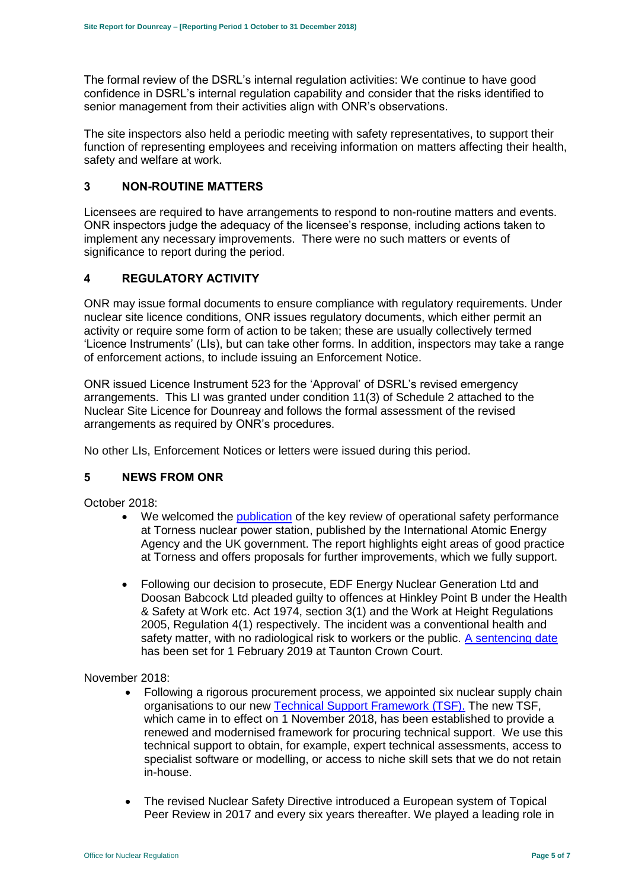The formal review of the DSRL's internal regulation activities: We continue to have good confidence in DSRL's internal regulation capability and consider that the risks identified to senior management from their activities align with ONR's observations.

The site inspectors also held a periodic meeting with safety representatives, to support their function of representing employees and receiving information on matters affecting their health, safety and welfare at work.

## 3 NON-ROUTINE MATTERS

Licensees are required to have arrangements to respond to non-routine matters and events. ONR inspectors judge the adequacy of the licensee's response, including actions taken to implement any necessary improvements. There were no such matters or events of significance to report during the period.

## 4 REGULATORY ACTIVITY

ONR may issue formal documents to ensure compliance with regulatory requirements. Under nuclear site licence conditions, ONR issues regulatory documents, which either permit an activity or require some form of action to be taken; these are usually collectively termed 'Licence Instruments' (LIs), but can take other forms. In addition, inspectors may take a range of enforcement actions, to include issuing an Enforcement Notice.

ONR issued Licence Instrument 523 for the 'Approval' of DSRL's revised emergency arrangements. This LI was granted under condition 11(3) of Schedule 2 attached to the Nuclear Site Licence for Dounreay and follows the formal assessment of the revised arrangements as required by ONR's procedures.

No other LIs, Enforcement Notices or letters were issued during this period.

## 5 NEWS FROM ONR

October 2018:

- We welcomed the publication of the key review of operational safety performance at Torness nuclear power station, published by the International Atomic Energy Agency and the UK government. The report highlights eight areas of good practice at Torness and offers proposals for further improvements, which we fully support.

- Following our decision to prosecute, EDF Energy Nuclear Generation Ltd and Doosan Babcock Ltd pleaded guilty to offences at Hinkley Point B under the Health & Safety at Work etc. Act 1974, section 3(1) and the Work at Height Regulations 2005, Regulation 4(1) respectively. The incident was a conventional health and safety matter, with no radiological risk to workers or the public. A sentencing date has been set for 1 February 2019 at Taunton Crown Court.

November 2018:

- Following a rigorous procurement process, we appointed six nuclear supply chain organisations to our new Technical Support Framework (TSF). The new TSF, which came in to effect on 1 November 2018, has been established to provide a renewed and modernised framework for procuring technical support. We use this technical support to obtain, for example, expert technical assessments, access to specialist software or modelling, or access to niche skill sets that we do not retain in-house.

- The revised Nuclear Safety Directive introduced a European system of Topical Peer Review in 2017 and every six years thereafter. We played a leading role in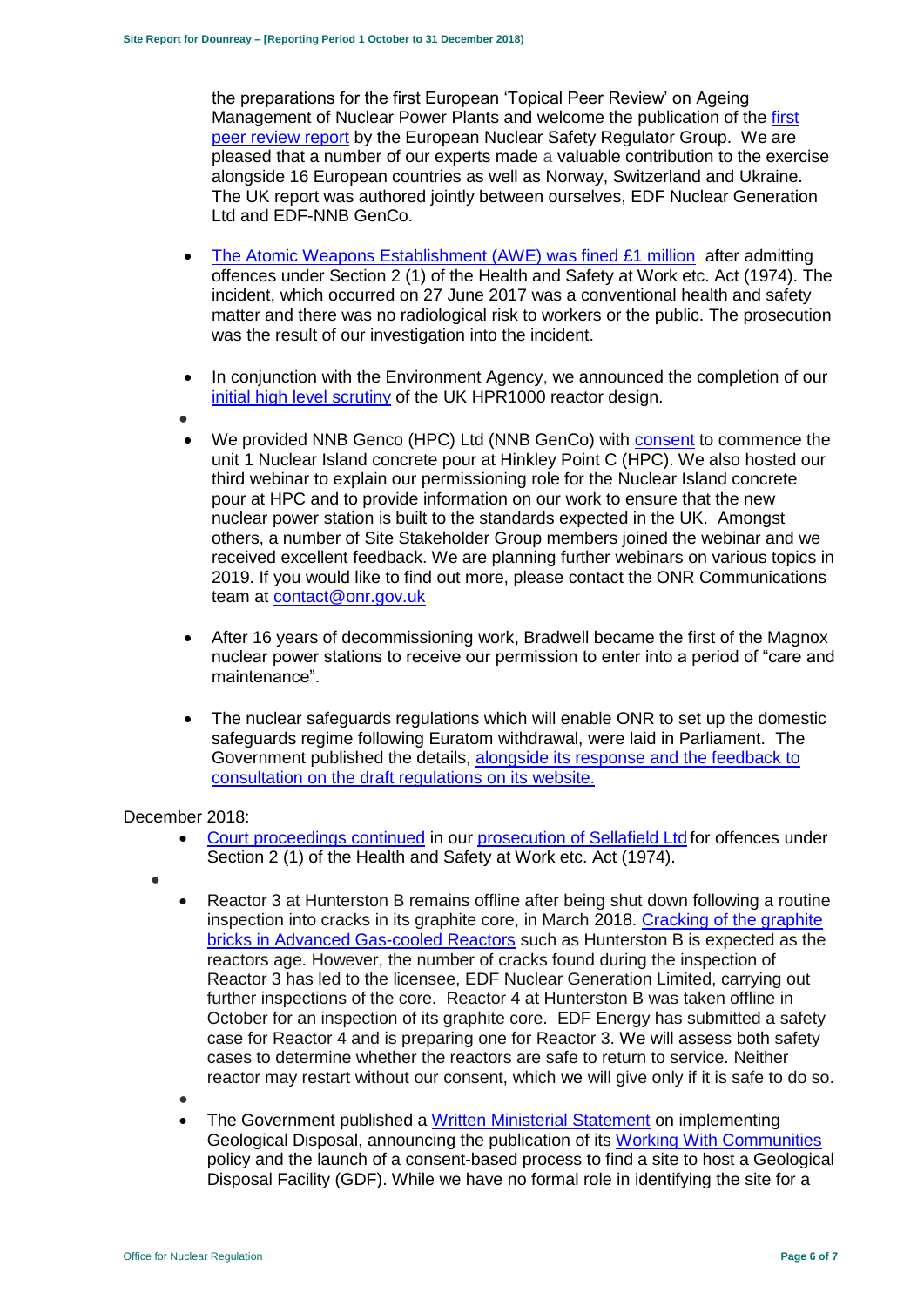the preparations for the first European 'Topical Peer Review' on Ageing Management of Nuclear Power Plants and welcome the publication of the first peer review report by the European Nuclear Safety Regulator Group. We are pleased that a number of our experts made a valuable contribution to the exercise alongside 16 European countries as well as Norway, Switzerland and Ukraine. The UK report was authored jointly between ourselves, EDF Nuclear Generation Ltd and EDF-NNB GenCo.

- The Atomic Weapons Establishment (AWE) was fined £1 million after admitting offences under Section 2 (1) of the Health and Safety at Work etc. Act (1974). The incident, which occurred on 27 June 2017 was a conventional health and safety matter and there was no radiological risk to workers or the public. The prosecution was the result of our investigation into the incident.

- In conjunction with the Environment Agency, we announced the completion of our initial high level scrutiny of the UK HPR1000 reactor design.

- We provided NNB Genco (HPC) Ltd (NNB GenCo) with consent to commence the unit 1 Nuclear Island concrete pour at Hinkley Point C (HPC). We also hosted our third webinar to explain our permissioning role for the Nuclear Island concrete pour at HPC and to provide information on our work to ensure that the new nuclear power station is built to the standards expected in the UK. Amongst others, a number of Site Stakeholder Group members joined the webinar and we received excellent feedback. We are planning further webinars on various topics in 2019. If you would like to find out more, please contact the ONR Communications team at contact@onr.gov.uk

- After 16 years of decommissioning work, Bradwell became the first of the Magnox nuclear power stations to receive our permission to enter into a period of "care and maintenance".

- The nuclear safeguards regulations which will enable ONR to set up the domestic safeguards regime following Euratom withdrawal, were laid in Parliament. The Government published the details, alongside its response and the feedback to consultation on the draft regulations on its website.

December 2018:

- Court proceedings continued in our prosecution of Sellafield Ltd for offences under Section 2 (1) of the Health and Safety at Work etc. Act (1974).

- Reactor 3 at Hunterston B remains offline after being shut down following a routine inspection into cracks in its graphite core, in March 2018. Cracking of the graphite bricks in Advanced Gas-cooled Reactors such as Hunterston B is expected as the reactors age. However, the number of cracks found during the inspection of Reactor 3 has led to the licensee, EDF Nuclear Generation Limited, carrying out further inspections of the core. Reactor 4 at Hunterston B was taken offline in October for an inspection of its graphite core. EDF Energy has submitted a safety case for Reactor 4 and is preparing one for Reactor 3. We will assess both safety cases to determine whether the reactors are safe to return to service. Neither reactor may restart without our consent, which we will give only if it is safe to do so.

- The Government published a Written Ministerial Statement on implementing Geological Disposal, announcing the publication of its Working With Communities policy and the launch of a consent-based process to find a site to host a Geological Disposal Facility (GDF). While we have no formal role in identifying the site for a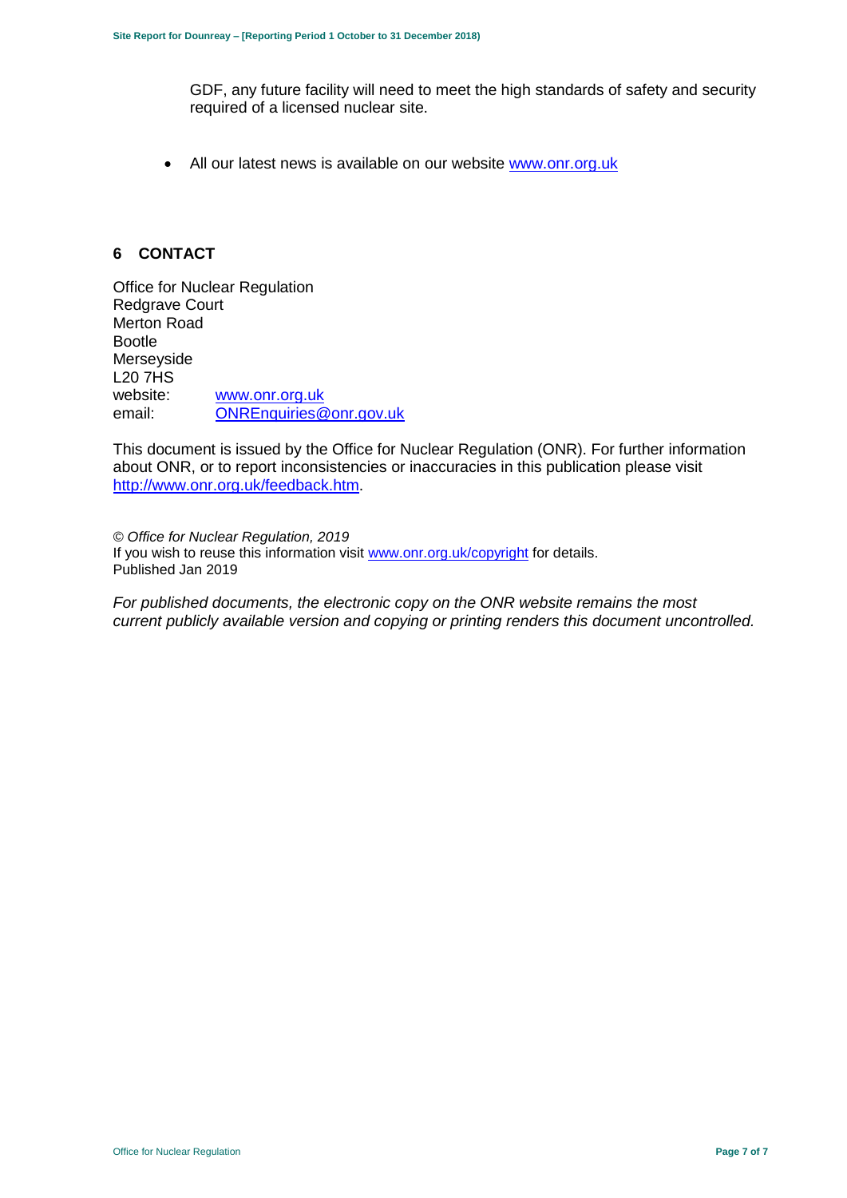GDF, any future facility will need to meet the high standards of safety and security required of a licensed nuclear site.

- All our latest news is available on our website [www.onr.org.uk](http://www.onr.org.uk)

## 6 CONTACT

Office for Nuclear Regulation
Redgrave Court
Merton Road
Bootle
Merseyside
L20 7HS
website: [www.onr.org.uk](http://www.onr.org.uk)
email: [ONREnquiries@onr.gov.uk](mailto:ONREnquiries@onr.gov.uk)

This document is issued by the Office for Nuclear Regulation (ONR). For further information about ONR, or to report inconsistencies or inaccuracies in this publication please visit [http://www.onr.org.uk/feedback.htm](http://www.onr.org.uk/feedback.htm).

*© Office for Nuclear Regulation, 2019*
If you wish to reuse this information visit [www.onr.org.uk/copyright](http://www.onr.org.uk/copyright) for details.
Published Jan 2019

*For published documents, the electronic copy on the ONR website remains the most current publicly available version and copying or printing renders this document uncontrolled.*